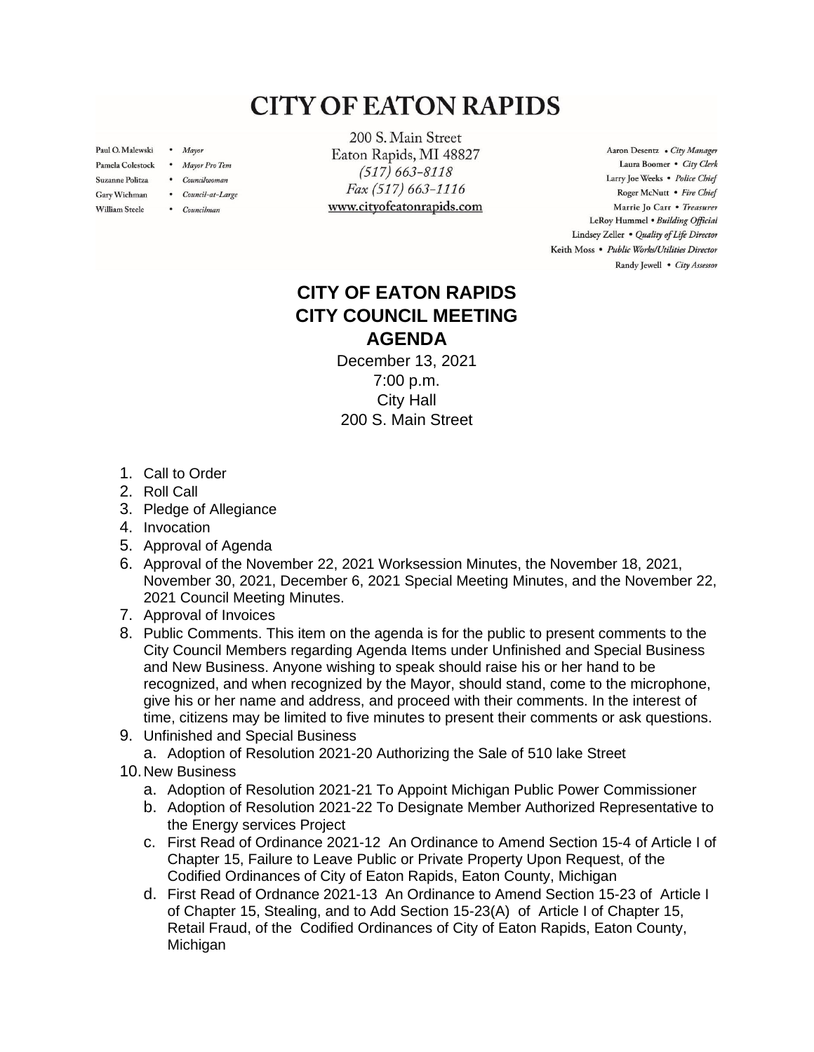# CITY OF EATON RAPIDS

Paul O. Malewski • *Mayor*
Pamela Colestock • *Mayor Pro Tem*
Suzanne Politza • *Councilwoman*
Gary Wichman • *Council-at-Large*
William Steele • *Councilman*

200 S. Main Street
Eaton Rapids, MI 48827
*(517) 663-8118*
*Fax (517) 663-1116*
www.cityofeatonrapids.com

Aaron Desentz • *City Manager*
Laura Boomer • *City Clerk*
Larry Joe Weeks • *Police Chief*
Roger McNutt • *Fire Chief*
Marrie Jo Carr • *Treasurer*
LeRoy Hummel • *Building Official*
Lindsey Zeller • *Quality of Life Director*
Keith Moss • *Public Works/Utilities Director*
Randy Jewell • *City Assessor*

## CITY OF EATON RAPIDS
## CITY COUNCIL MEETING
## AGENDA

December 13, 2021
7:00 p.m.
City Hall
200 S. Main Street

1. Call to Order
2. Roll Call
3. Pledge of Allegiance
4. Invocation
5. Approval of Agenda
6. Approval of the November 22, 2021 Worksession Minutes, the November 18, 2021, November 30, 2021, December 6, 2021 Special Meeting Minutes, and the November 22, 2021 Council Meeting Minutes.
7. Approval of Invoices
8. Public Comments. This item on the agenda is for the public to present comments to the City Council Members regarding Agenda Items under Unfinished and Special Business and New Business. Anyone wishing to speak should raise his or her hand to be recognized, and when recognized by the Mayor, should stand, come to the microphone, give his or her name and address, and proceed with their comments. In the interest of time, citizens may be limited to five minutes to present their comments or ask questions.
9. Unfinished and Special Business
   a. Adoption of Resolution 2021-20 Authorizing the Sale of 510 lake Street
10. New Business
    a. Adoption of Resolution 2021-21 To Appoint Michigan Public Power Commissioner
    b. Adoption of Resolution 2021-22 To Designate Member Authorized Representative to the Energy services Project
    c. First Read of Ordinance 2021-12 An Ordinance to Amend Section 15-4 of Article I of Chapter 15, Failure to Leave Public or Private Property Upon Request, of the Codified Ordinances of City of Eaton Rapids, Eaton County, Michigan
    d. First Read of Ordnance 2021-13 An Ordinance to Amend Section 15-23 of Article I of Chapter 15, Stealing, and to Add Section 15-23(A) of Article I of Chapter 15, Retail Fraud, of the Codified Ordinances of City of Eaton Rapids, Eaton County, Michigan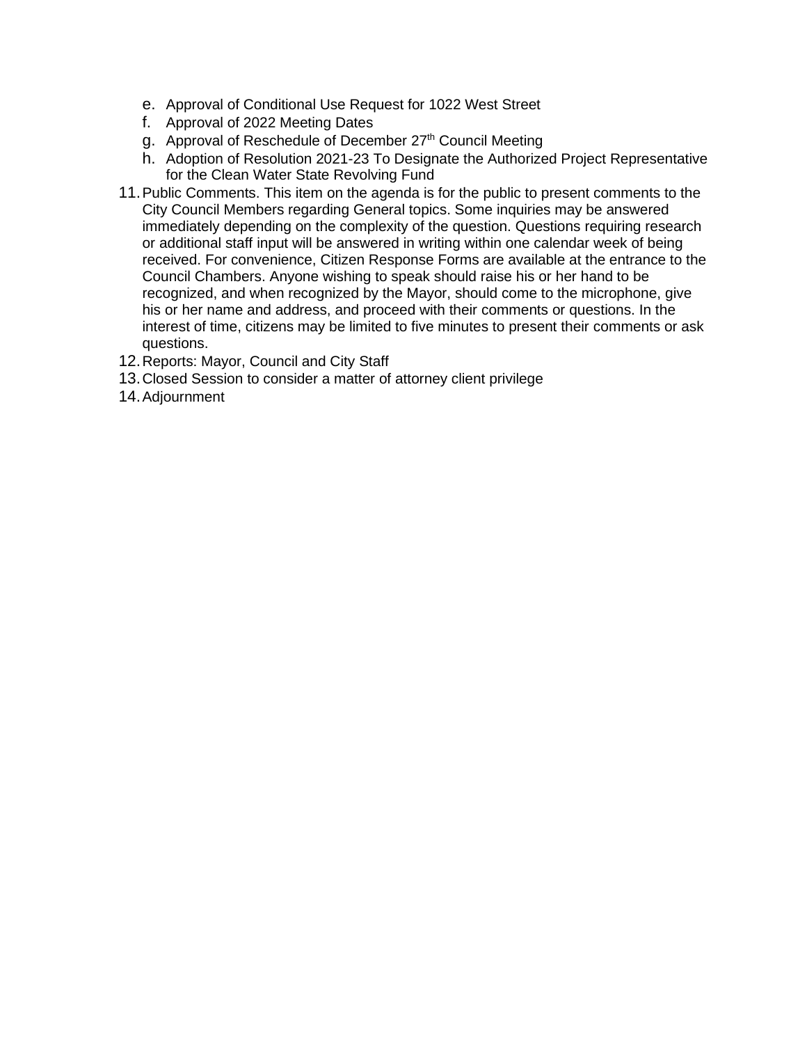e. Approval of Conditional Use Request for 1022 West Street
   f. Approval of 2022 Meeting Dates
   g. Approval of Reschedule of December 27th Council Meeting
   h. Adoption of Resolution 2021-23 To Designate the Authorized Project Representative for the Clean Water State Revolving Fund

11. Public Comments. This item on the agenda is for the public to present comments to the City Council Members regarding General topics. Some inquiries may be answered immediately depending on the complexity of the question. Questions requiring research or additional staff input will be answered in writing within one calendar week of being received. For convenience, Citizen Response Forms are available at the entrance to the Council Chambers. Anyone wishing to speak should raise his or her hand to be recognized, and when recognized by the Mayor, should come to the microphone, give his or her name and address, and proceed with their comments or questions. In the interest of time, citizens may be limited to five minutes to present their comments or ask questions.
12. Reports: Mayor, Council and City Staff
13. Closed Session to consider a matter of attorney client privilege
14. Adjournment